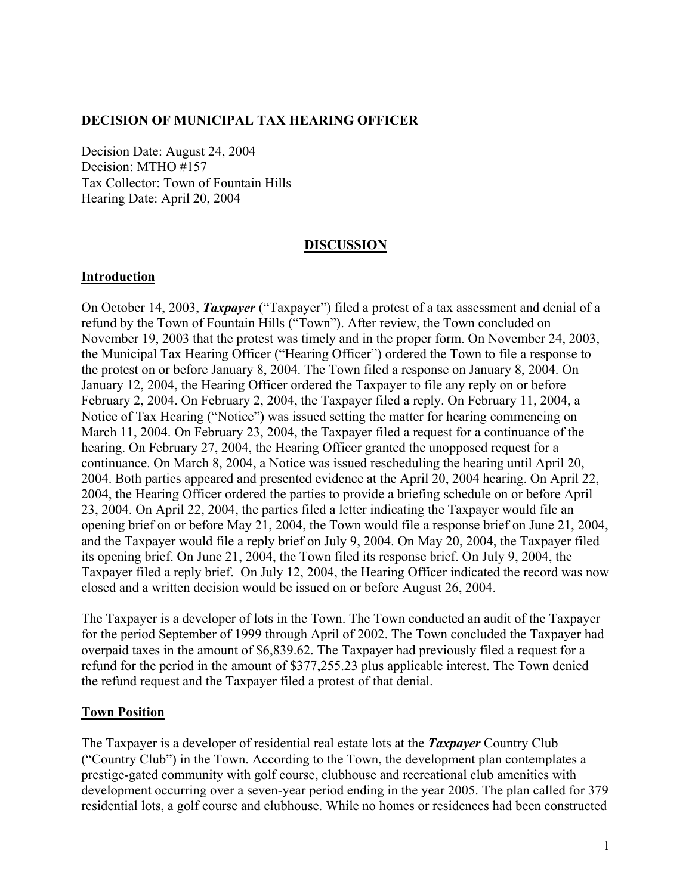**DECISION OF MUNICIPAL TAX HEARING OFFICER**

Decision Date: August 24, 2004
Decision: MTHO #157
Tax Collector: Town of Fountain Hills
Hearing Date: April 20, 2004

## DISCUSSION

### Introduction

On October 14, 2003, ***Taxpayer*** ("Taxpayer") filed a protest of a tax assessment and denial of a refund by the Town of Fountain Hills ("Town"). After review, the Town concluded on November 19, 2003 that the protest was timely and in the proper form. On November 24, 2003, the Municipal Tax Hearing Officer ("Hearing Officer") ordered the Town to file a response to the protest on or before January 8, 2004. The Town filed a response on January 8, 2004. On January 12, 2004, the Hearing Officer ordered the Taxpayer to file any reply on or before February 2, 2004. On February 2, 2004, the Taxpayer filed a reply. On February 11, 2004, a Notice of Tax Hearing ("Notice") was issued setting the matter for hearing commencing on March 11, 2004. On February 23, 2004, the Taxpayer filed a request for a continuance of the hearing. On February 27, 2004, the Hearing Officer granted the unopposed request for a continuance. On March 8, 2004, a Notice was issued rescheduling the hearing until April 20, 2004. Both parties appeared and presented evidence at the April 20, 2004 hearing. On April 22, 2004, the Hearing Officer ordered the parties to provide a briefing schedule on or before April 23, 2004. On April 22, 2004, the parties filed a letter indicating the Taxpayer would file an opening brief on or before May 21, 2004, the Town would file a response brief on June 21, 2004, and the Taxpayer would file a reply brief on July 9, 2004. On May 20, 2004, the Taxpayer filed its opening brief. On June 21, 2004, the Town filed its response brief. On July 9, 2004, the Taxpayer filed a reply brief. On July 12, 2004, the Hearing Officer indicated the record was now closed and a written decision would be issued on or before August 26, 2004.

The Taxpayer is a developer of lots in the Town. The Town conducted an audit of the Taxpayer for the period September of 1999 through April of 2002. The Town concluded the Taxpayer had overpaid taxes in the amount of $6,839.62. The Taxpayer had previously filed a request for a refund for the period in the amount of $377,255.23 plus applicable interest. The Town denied the refund request and the Taxpayer filed a protest of that denial.

### Town Position

The Taxpayer is a developer of residential real estate lots at the ***Taxpayer*** Country Club ("Country Club") in the Town. According to the Town, the development plan contemplates a prestige-gated community with golf course, clubhouse and recreational club amenities with development occurring over a seven-year period ending in the year 2005. The plan called for 379 residential lots, a golf course and clubhouse. While no homes or residences had been constructed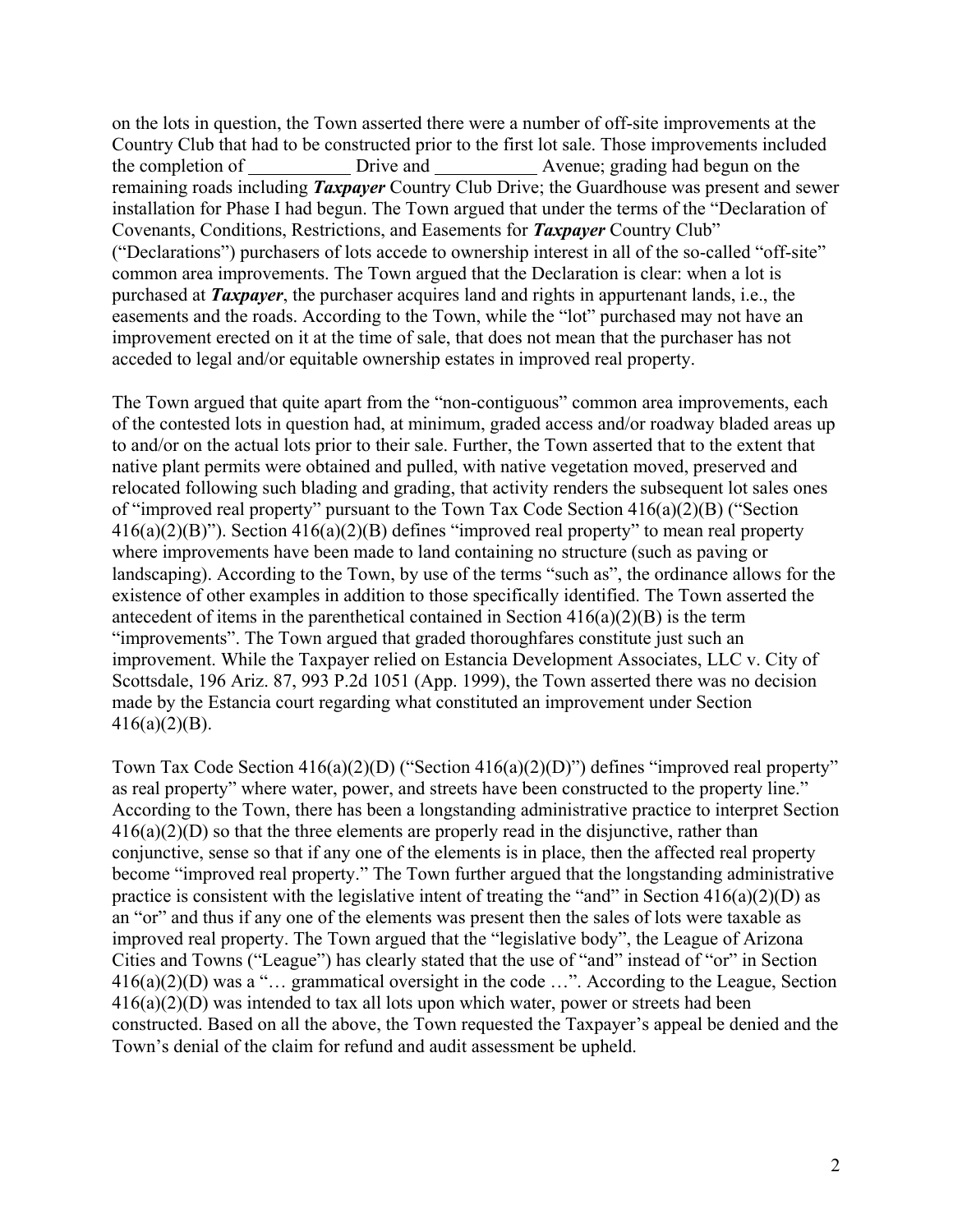on the lots in question, the Town asserted there were a number of off-site improvements at the Country Club that had to be constructed prior to the first lot sale. Those improvements included the completion of ___________ Drive and ___________ Avenue; grading had begun on the remaining roads including ***Taxpayer*** Country Club Drive; the Guardhouse was present and sewer installation for Phase I had begun. The Town argued that under the terms of the "Declaration of Covenants, Conditions, Restrictions, and Easements for ***Taxpayer*** Country Club" ("Declarations") purchasers of lots accede to ownership interest in all of the so-called "off-site" common area improvements. The Town argued that the Declaration is clear: when a lot is purchased at ***Taxpayer***, the purchaser acquires land and rights in appurtenant lands, i.e., the easements and the roads. According to the Town, while the "lot" purchased may not have an improvement erected on it at the time of sale, that does not mean that the purchaser has not acceded to legal and/or equitable ownership estates in improved real property.

The Town argued that quite apart from the "non-contiguous" common area improvements, each of the contested lots in question had, at minimum, graded access and/or roadway bladed areas up to and/or on the actual lots prior to their sale. Further, the Town asserted that to the extent that native plant permits were obtained and pulled, with native vegetation moved, preserved and relocated following such blading and grading, that activity renders the subsequent lot sales ones of "improved real property" pursuant to the Town Tax Code Section 416(a)(2)(B) ("Section 416(a)(2)(B)"). Section 416(a)(2)(B) defines "improved real property" to mean real property where improvements have been made to land containing no structure (such as paving or landscaping). According to the Town, by use of the terms "such as", the ordinance allows for the existence of other examples in addition to those specifically identified. The Town asserted the antecedent of items in the parenthetical contained in Section 416(a)(2)(B) is the term "improvements". The Town argued that graded thoroughfares constitute just such an improvement. While the Taxpayer relied on Estancia Development Associates, LLC v. City of Scottsdale, 196 Ariz. 87, 993 P.2d 1051 (App. 1999), the Town asserted there was no decision made by the Estancia court regarding what constituted an improvement under Section 416(a)(2)(B).

Town Tax Code Section 416(a)(2)(D) ("Section 416(a)(2)(D)") defines "improved real property" as real property" where water, power, and streets have been constructed to the property line." According to the Town, there has been a longstanding administrative practice to interpret Section 416(a)(2)(D) so that the three elements are properly read in the disjunctive, rather than conjunctive, sense so that if any one of the elements is in place, then the affected real property become "improved real property." The Town further argued that the longstanding administrative practice is consistent with the legislative intent of treating the "and" in Section 416(a)(2)(D) as an "or" and thus if any one of the elements was present then the sales of lots were taxable as improved real property. The Town argued that the "legislative body", the League of Arizona Cities and Towns ("League") has clearly stated that the use of "and" instead of "or" in Section 416(a)(2)(D) was a "… grammatical oversight in the code …". According to the League, Section 416(a)(2)(D) was intended to tax all lots upon which water, power or streets had been constructed. Based on all the above, the Town requested the Taxpayer's appeal be denied and the Town's denial of the claim for refund and audit assessment be upheld.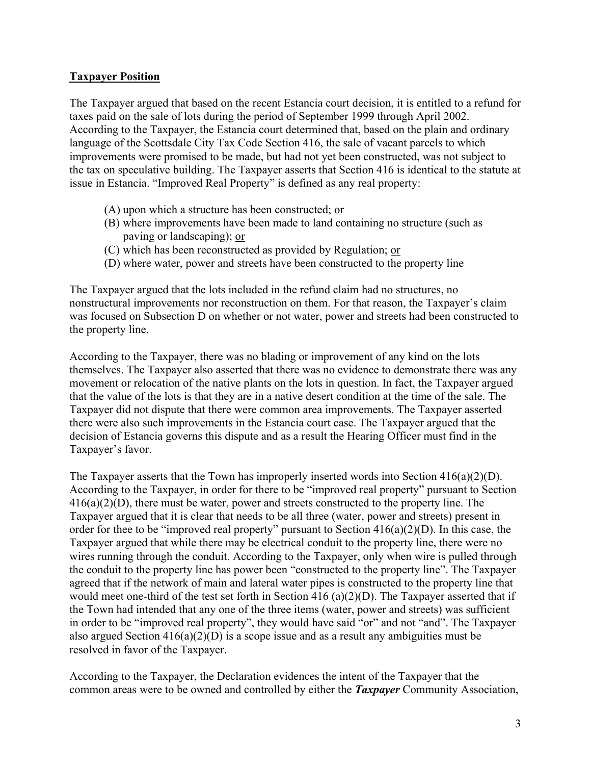## **Taxpayer Position**

The Taxpayer argued that based on the recent Estancia court decision, it is entitled to a refund for taxes paid on the sale of lots during the period of September 1999 through April 2002. According to the Taxpayer, the Estancia court determined that, based on the plain and ordinary language of the Scottsdale City Tax Code Section 416, the sale of vacant parcels to which improvements were promised to be made, but had not yet been constructed, was not subject to the tax on speculative building. The Taxpayer asserts that Section 416 is identical to the statute at issue in Estancia. "Improved Real Property" is defined as any real property:

(A) upon which a structure has been constructed; <u>or</u>
(B) where improvements have been made to land containing no structure (such as paving or landscaping); <u>or</u>
(C) which has been reconstructed as provided by Regulation; <u>or</u>
(D) where water, power and streets have been constructed to the property line

The Taxpayer argued that the lots included in the refund claim had no structures, no nonstructural improvements nor reconstruction on them. For that reason, the Taxpayer's claim was focused on Subsection D on whether or not water, power and streets had been constructed to the property line.

According to the Taxpayer, there was no blading or improvement of any kind on the lots themselves. The Taxpayer also asserted that there was no evidence to demonstrate there was any movement or relocation of the native plants on the lots in question. In fact, the Taxpayer argued that the value of the lots is that they are in a native desert condition at the time of the sale. The Taxpayer did not dispute that there were common area improvements. The Taxpayer asserted there were also such improvements in the Estancia court case. The Taxpayer argued that the decision of Estancia governs this dispute and as a result the Hearing Officer must find in the Taxpayer's favor.

The Taxpayer asserts that the Town has improperly inserted words into Section 416(a)(2)(D). According to the Taxpayer, in order for there to be "improved real property" pursuant to Section 416(a)(2)(D), there must be water, power and streets constructed to the property line. The Taxpayer argued that it is clear that needs to be all three (water, power and streets) present in order for thee to be "improved real property" pursuant to Section 416(a)(2)(D). In this case, the Taxpayer argued that while there may be electrical conduit to the property line, there were no wires running through the conduit. According to the Taxpayer, only when wire is pulled through the conduit to the property line has power been "constructed to the property line". The Taxpayer agreed that if the network of main and lateral water pipes is constructed to the property line that would meet one-third of the test set forth in Section 416 (a)(2)(D). The Taxpayer asserted that if the Town had intended that any one of the three items (water, power and streets) was sufficient in order to be "improved real property", they would have said "or" and not "and". The Taxpayer also argued Section 416(a)(2)(D) is a scope issue and as a result any ambiguities must be resolved in favor of the Taxpayer.

According to the Taxpayer, the Declaration evidences the intent of the Taxpayer that the common areas were to be owned and controlled by either the ***Taxpayer*** Community Association,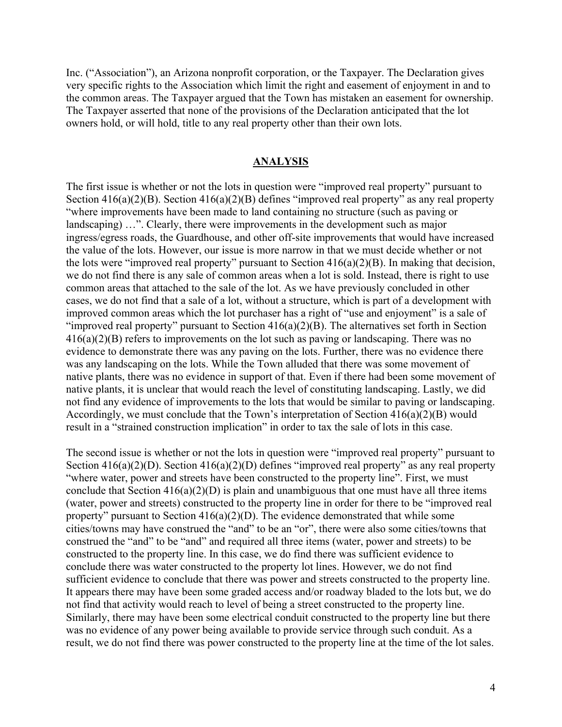Inc. ("Association"), an Arizona nonprofit corporation, or the Taxpayer. The Declaration gives very specific rights to the Association which limit the right and easement of enjoyment in and to the common areas. The Taxpayer argued that the Town has mistaken an easement for ownership. The Taxpayer asserted that none of the provisions of the Declaration anticipated that the lot owners hold, or will hold, title to any real property other than their own lots.

## ANALYSIS

The first issue is whether or not the lots in question were "improved real property" pursuant to Section 416(a)(2)(B). Section 416(a)(2)(B) defines "improved real property" as any real property "where improvements have been made to land containing no structure (such as paving or landscaping) …". Clearly, there were improvements in the development such as major ingress/egress roads, the Guardhouse, and other off-site improvements that would have increased the value of the lots. However, our issue is more narrow in that we must decide whether or not the lots were "improved real property" pursuant to Section 416(a)(2)(B). In making that decision, we do not find there is any sale of common areas when a lot is sold. Instead, there is right to use common areas that attached to the sale of the lot. As we have previously concluded in other cases, we do not find that a sale of a lot, without a structure, which is part of a development with improved common areas which the lot purchaser has a right of "use and enjoyment" is a sale of "improved real property" pursuant to Section 416(a)(2)(B). The alternatives set forth in Section 416(a)(2)(B) refers to improvements on the lot such as paving or landscaping. There was no evidence to demonstrate there was any paving on the lots. Further, there was no evidence there was any landscaping on the lots. While the Town alluded that there was some movement of native plants, there was no evidence in support of that. Even if there had been some movement of native plants, it is unclear that would reach the level of constituting landscaping. Lastly, we did not find any evidence of improvements to the lots that would be similar to paving or landscaping. Accordingly, we must conclude that the Town's interpretation of Section 416(a)(2)(B) would result in a "strained construction implication" in order to tax the sale of lots in this case.

The second issue is whether or not the lots in question were "improved real property" pursuant to Section 416(a)(2)(D). Section 416(a)(2)(D) defines "improved real property" as any real property "where water, power and streets have been constructed to the property line". First, we must conclude that Section 416(a)(2)(D) is plain and unambiguous that one must have all three items (water, power and streets) constructed to the property line in order for there to be "improved real property" pursuant to Section 416(a)(2)(D). The evidence demonstrated that while some cities/towns may have construed the "and" to be an "or", there were also some cities/towns that construed the "and" to be "and" and required all three items (water, power and streets) to be constructed to the property line. In this case, we do find there was sufficient evidence to conclude there was water constructed to the property lot lines. However, we do not find sufficient evidence to conclude that there was power and streets constructed to the property line. It appears there may have been some graded access and/or roadway bladed to the lots but, we do not find that activity would reach to level of being a street constructed to the property line. Similarly, there may have been some electrical conduit constructed to the property line but there was no evidence of any power being available to provide service through such conduit. As a result, we do not find there was power constructed to the property line at the time of the lot sales.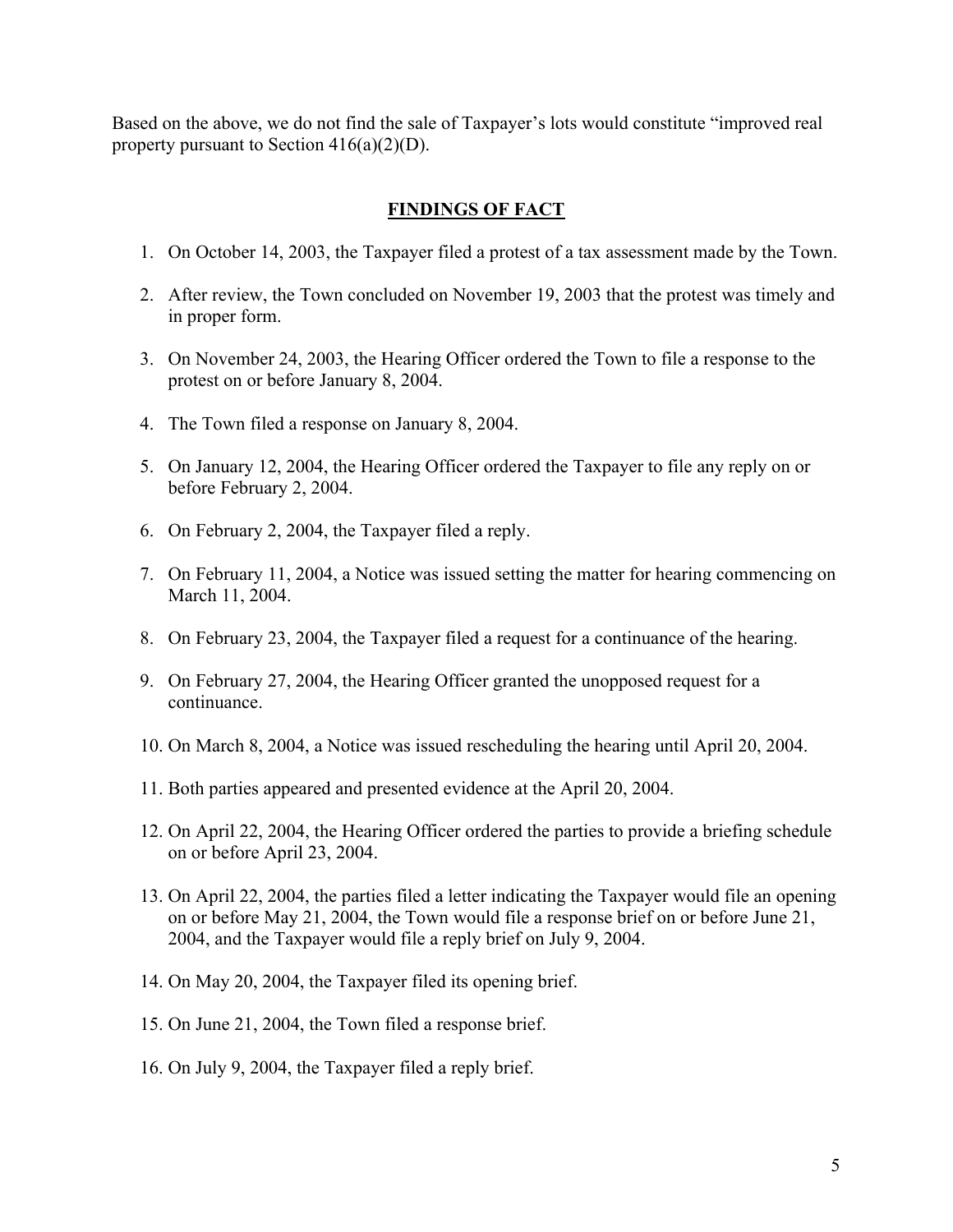Based on the above, we do not find the sale of Taxpayer's lots would constitute "improved real property pursuant to Section 416(a)(2)(D).

## FINDINGS OF FACT

1. On October 14, 2003, the Taxpayer filed a protest of a tax assessment made by the Town.
2. After review, the Town concluded on November 19, 2003 that the protest was timely and in proper form.
3. On November 24, 2003, the Hearing Officer ordered the Town to file a response to the protest on or before January 8, 2004.
4. The Town filed a response on January 8, 2004.
5. On January 12, 2004, the Hearing Officer ordered the Taxpayer to file any reply on or before February 2, 2004.
6. On February 2, 2004, the Taxpayer filed a reply.
7. On February 11, 2004, a Notice was issued setting the matter for hearing commencing on March 11, 2004.
8. On February 23, 2004, the Taxpayer filed a request for a continuance of the hearing.
9. On February 27, 2004, the Hearing Officer granted the unopposed request for a continuance.
10. On March 8, 2004, a Notice was issued rescheduling the hearing until April 20, 2004.
11. Both parties appeared and presented evidence at the April 20, 2004.
12. On April 22, 2004, the Hearing Officer ordered the parties to provide a briefing schedule on or before April 23, 2004.
13. On April 22, 2004, the parties filed a letter indicating the Taxpayer would file an opening on or before May 21, 2004, the Town would file a response brief on or before June 21, 2004, and the Taxpayer would file a reply brief on July 9, 2004.
14. On May 20, 2004, the Taxpayer filed its opening brief.
15. On June 21, 2004, the Town filed a response brief.
16. On July 9, 2004, the Taxpayer filed a reply brief.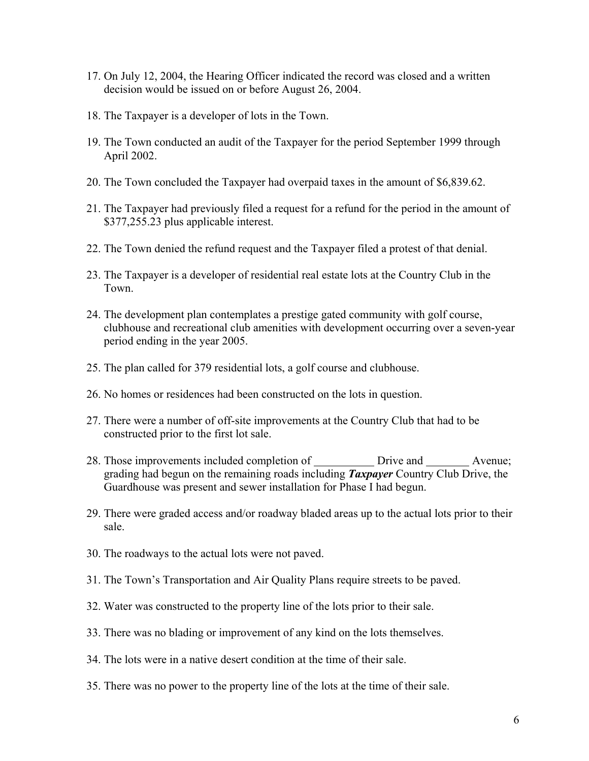17. On July 12, 2004, the Hearing Officer indicated the record was closed and a written decision would be issued on or before August 26, 2004.

18. The Taxpayer is a developer of lots in the Town.

19. The Town conducted an audit of the Taxpayer for the period September 1999 through April 2002.

20. The Town concluded the Taxpayer had overpaid taxes in the amount of $6,839.62.

21. The Taxpayer had previously filed a request for a refund for the period in the amount of $377,255.23 plus applicable interest.

22. The Town denied the refund request and the Taxpayer filed a protest of that denial.

23. The Taxpayer is a developer of residential real estate lots at the Country Club in the Town.

24. The development plan contemplates a prestige gated community with golf course, clubhouse and recreational club amenities with development occurring over a seven-year period ending in the year 2005.

25. The plan called for 379 residential lots, a golf course and clubhouse.

26. No homes or residences had been constructed on the lots in question.

27. There were a number of off-site improvements at the Country Club that had to be constructed prior to the first lot sale.

28. Those improvements included completion of __________ Drive and ________ Avenue; grading had begun on the remaining roads including ***Taxpayer*** Country Club Drive, the Guardhouse was present and sewer installation for Phase I had begun.

29. There were graded access and/or roadway bladed areas up to the actual lots prior to their sale.

30. The roadways to the actual lots were not paved.

31. The Town's Transportation and Air Quality Plans require streets to be paved.

32. Water was constructed to the property line of the lots prior to their sale.

33. There was no blading or improvement of any kind on the lots themselves.

34. The lots were in a native desert condition at the time of their sale.

35. There was no power to the property line of the lots at the time of their sale.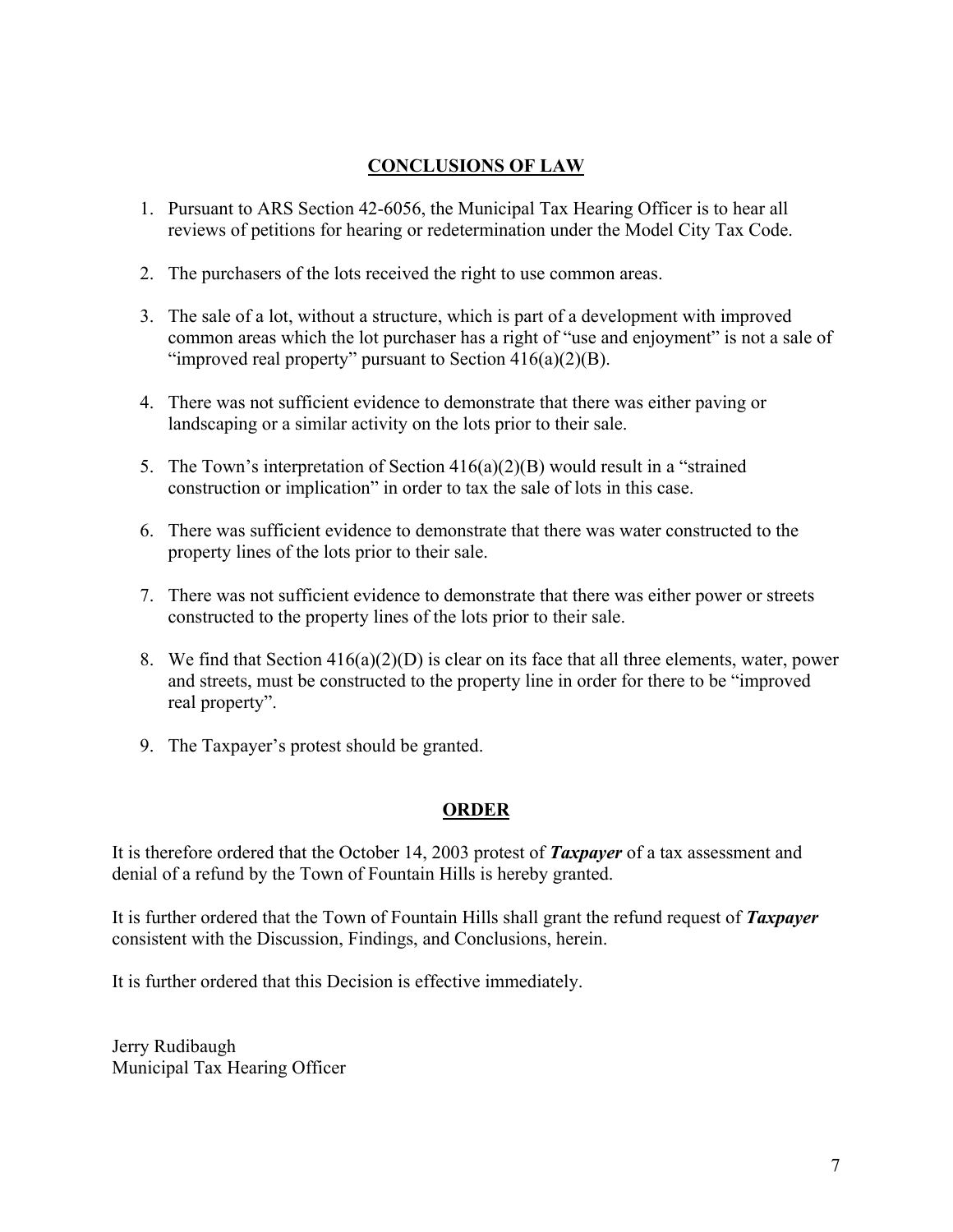## CONCLUSIONS OF LAW

1. Pursuant to ARS Section 42-6056, the Municipal Tax Hearing Officer is to hear all reviews of petitions for hearing or redetermination under the Model City Tax Code.

2. The purchasers of the lots received the right to use common areas.

3. The sale of a lot, without a structure, which is part of a development with improved common areas which the lot purchaser has a right of "use and enjoyment" is not a sale of "improved real property" pursuant to Section 416(a)(2)(B).

4. There was not sufficient evidence to demonstrate that there was either paving or landscaping or a similar activity on the lots prior to their sale.

5. The Town's interpretation of Section 416(a)(2)(B) would result in a "strained construction or implication" in order to tax the sale of lots in this case.

6. There was sufficient evidence to demonstrate that there was water constructed to the property lines of the lots prior to their sale.

7. There was not sufficient evidence to demonstrate that there was either power or streets constructed to the property lines of the lots prior to their sale.

8. We find that Section 416(a)(2)(D) is clear on its face that all three elements, water, power and streets, must be constructed to the property line in order for there to be "improved real property".

9. The Taxpayer's protest should be granted.

## ORDER

It is therefore ordered that the October 14, 2003 protest of ***Taxpayer*** of a tax assessment and denial of a refund by the Town of Fountain Hills is hereby granted.

It is further ordered that the Town of Fountain Hills shall grant the refund request of ***Taxpayer*** consistent with the Discussion, Findings, and Conclusions, herein.

It is further ordered that this Decision is effective immediately.

Jerry Rudibaugh
Municipal Tax Hearing Officer